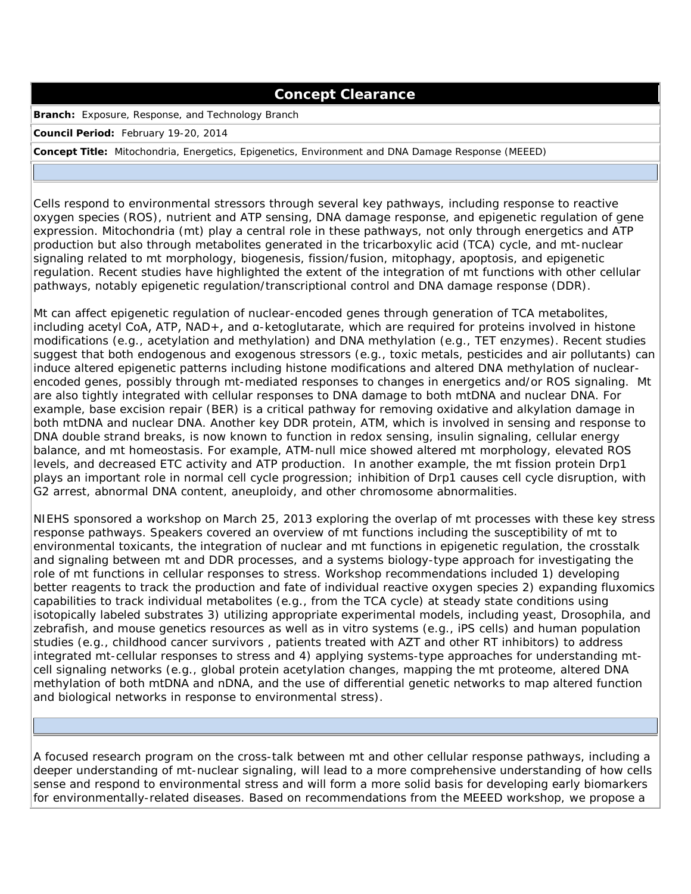## Concept Clearance

**Branch:** Exposure, Response, and Technology Branch

**Council Period:** February 19-20, 2014

**Concept Title:** Mitochondria, Energetics, Epigenetics, Environment and DNA Damage Response (MEEED)

Cells respond to environmental stressors through several key pathways, including response to reactive oxygen species (ROS), nutrient and ATP sensing, DNA damage response, and epigenetic regulation of gene expression. Mitochondria (mt) play a central role in these pathways, not only through energetics and ATP production but also through metabolites generated in the tricarboxylic acid (TCA) cycle, and mt-nuclear signaling related to mt morphology, biogenesis, fission/fusion, mitophagy, apoptosis, and epigenetic regulation. Recent studies have highlighted the extent of the integration of mt functions with other cellular pathways, notably epigenetic regulation/transcriptional control and DNA damage response (DDR).

Mt can affect epigenetic regulation of nuclear-encoded genes through generation of TCA metabolites, including acetyl CoA, ATP, NAD+, and α-ketoglutarate, which are required for proteins involved in histone modifications (e.g., acetylation and methylation) and DNA methylation (e.g., TET enzymes). Recent studies suggest that both endogenous and exogenous stressors (e.g., toxic metals, pesticides and air pollutants) can induce altered epigenetic patterns including histone modifications and altered DNA methylation of nuclear-encoded genes, possibly through mt-mediated responses to changes in energetics and/or ROS signaling. Mt are also tightly integrated with cellular responses to DNA damage to both mtDNA and nuclear DNA. For example, base excision repair (BER) is a critical pathway for removing oxidative and alkylation damage in both mtDNA and nuclear DNA. Another key DDR protein, ATM, which is involved in sensing and response to DNA double strand breaks, is now known to function in redox sensing, insulin signaling, cellular energy balance, and mt homeostasis. For example, ATM-null mice showed altered mt morphology, elevated ROS levels, and decreased ETC activity and ATP production. In another example, the mt fission protein Drp1 plays an important role in normal cell cycle progression; inhibition of Drp1 causes cell cycle disruption, with G2 arrest, abnormal DNA content, aneuploidy, and other chromosome abnormalities.

NIEHS sponsored a workshop on March 25, 2013 exploring the overlap of mt processes with these key stress response pathways. Speakers covered an overview of mt functions including the susceptibility of mt to environmental toxicants, the integration of nuclear and mt functions in epigenetic regulation, the crosstalk and signaling between mt and DDR processes, and a systems biology-type approach for investigating the role of mt functions in cellular responses to stress. Workshop recommendations included 1) developing better reagents to track the production and fate of individual reactive oxygen species 2) expanding fluxomics capabilities to track individual metabolites (e.g., from the TCA cycle) at steady state conditions using isotopically labeled substrates 3) utilizing appropriate experimental models, including yeast, Drosophila, and zebrafish, and mouse genetics resources as well as in vitro systems (e.g., iPS cells) and human population studies (e.g., childhood cancer survivors , patients treated with AZT and other RT inhibitors) to address integrated mt-cellular responses to stress and 4) applying systems-type approaches for understanding mt-cell signaling networks (e.g., global protein acetylation changes, mapping the mt proteome, altered DNA methylation of both mtDNA and nDNA, and the use of differential genetic networks to map altered function and biological networks in response to environmental stress).

A focused research program on the cross-talk between mt and other cellular response pathways, including a deeper understanding of mt-nuclear signaling, will lead to a more comprehensive understanding of how cells sense and respond to environmental stress and will form a more solid basis for developing early biomarkers for environmentally-related diseases. Based on recommendations from the MEEED workshop, we propose a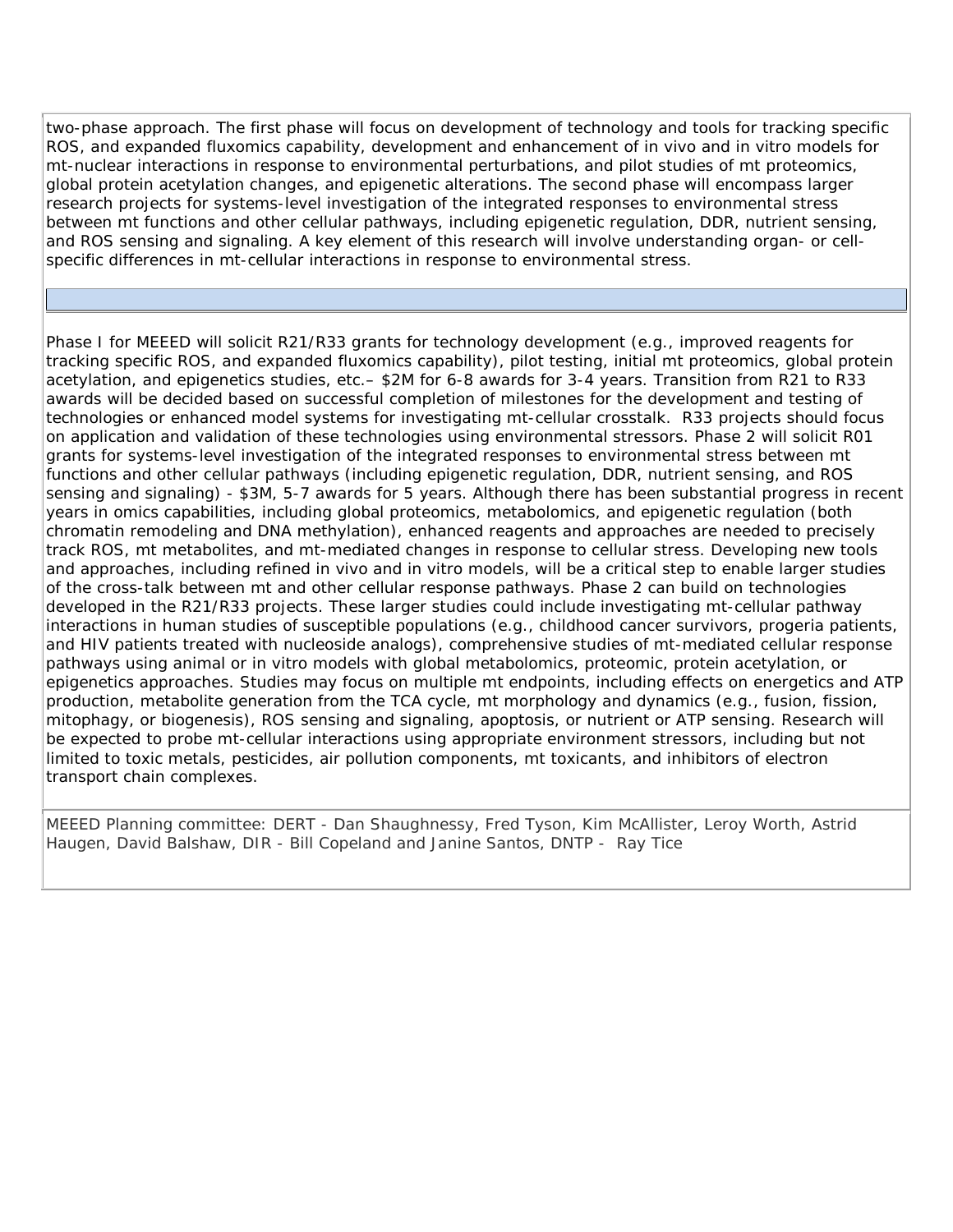two-phase approach. The first phase will focus on development of technology and tools for tracking specific ROS, and expanded fluxomics capability, development and enhancement of in vivo and in vitro models for mt-nuclear interactions in response to environmental perturbations, and pilot studies of mt proteomics, global protein acetylation changes, and epigenetic alterations. The second phase will encompass larger research projects for systems-level investigation of the integrated responses to environmental stress between mt functions and other cellular pathways, including epigenetic regulation, DDR, nutrient sensing, and ROS sensing and signaling. A key element of this research will involve understanding organ- or cell-specific differences in mt-cellular interactions in response to environmental stress.

Phase I for MEEED will solicit R21/R33 grants for technology development (e.g., improved reagents for tracking specific ROS, and expanded fluxomics capability), pilot testing, initial mt proteomics, global protein acetylation, and epigenetics studies, etc.– $2M for 6-8 awards for 3-4 years. Transition from R21 to R33 awards will be decided based on successful completion of milestones for the development and testing of technologies or enhanced model systems for investigating mt-cellular crosstalk. R33 projects should focus on application and validation of these technologies using environmental stressors. Phase 2 will solicit R01 grants for systems-level investigation of the integrated responses to environmental stress between mt functions and other cellular pathways (including epigenetic regulation, DDR, nutrient sensing, and ROS sensing and signaling) - $3M, 5-7 awards for 5 years. Although there has been substantial progress in recent years in omics capabilities, including global proteomics, metabolomics, and epigenetic regulation (both chromatin remodeling and DNA methylation), enhanced reagents and approaches are needed to precisely track ROS, mt metabolites, and mt-mediated changes in response to cellular stress. Developing new tools and approaches, including refined in vivo and in vitro models, will be a critical step to enable larger studies of the cross-talk between mt and other cellular response pathways. Phase 2 can build on technologies developed in the R21/R33 projects. These larger studies could include investigating mt-cellular pathway interactions in human studies of susceptible populations (e.g., childhood cancer survivors, progeria patients, and HIV patients treated with nucleoside analogs), comprehensive studies of mt-mediated cellular response pathways using animal or in vitro models with global metabolomics, proteomic, protein acetylation, or epigenetics approaches. Studies may focus on multiple mt endpoints, including effects on energetics and ATP production, metabolite generation from the TCA cycle, mt morphology and dynamics (e.g., fusion, fission, mitophagy, or biogenesis), ROS sensing and signaling, apoptosis, or nutrient or ATP sensing. Research will be expected to probe mt-cellular interactions using appropriate environment stressors, including but not limited to toxic metals, pesticides, air pollution components, mt toxicants, and inhibitors of electron transport chain complexes.

MEEED Planning committee: DERT - Dan Shaughnessy, Fred Tyson, Kim McAllister, Leroy Worth, Astrid Haugen, David Balshaw, DIR - Bill Copeland and Janine Santos, DNTP - Ray Tice